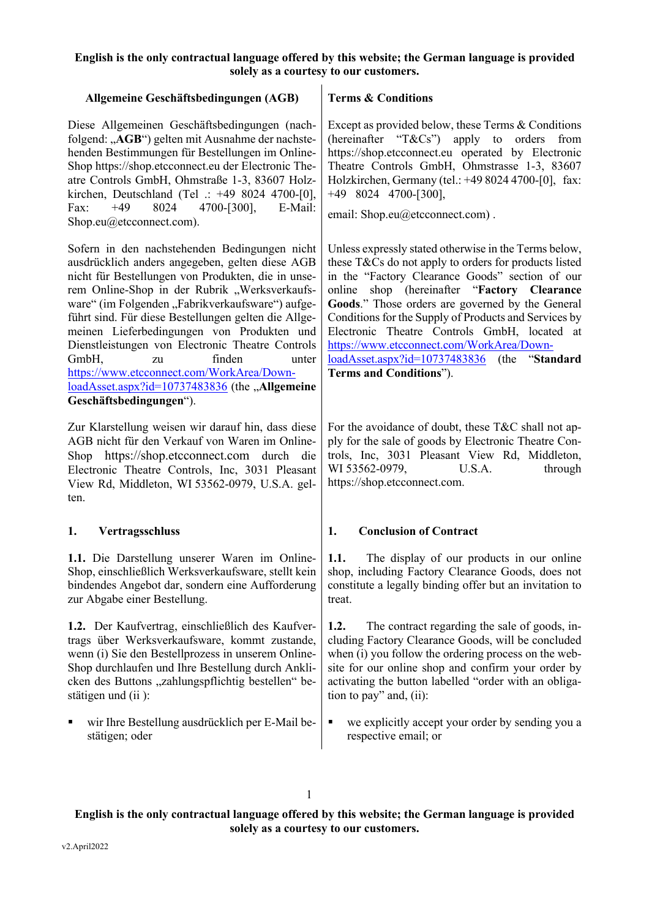**English is the only contractual language offered by this website; the German language is provided solely as a courtesy to our customers.**

## Allgemeine Geschäftsbedingungen (AGB)

Diese Allgemeinen Geschäftsbedingungen (nachfolgend: „**AGB**") gelten mit Ausnahme der nachstehenden Bestimmungen für Bestellungen im Online-Shop https://shop.etcconnect.eu der Electronic Theatre Controls GmbH, Ohmstraße 1-3, 83607 Holzkirchen, Deutschland (Tel .: +49 8024 4700-[0], Fax: +49 8024 4700-[300], E-Mail: Shop.eu@etcconnect.com).

Sofern in den nachstehenden Bedingungen nicht ausdrücklich anders angegeben, gelten diese AGB nicht für Bestellungen von Produkten, die in unserem Online-Shop in der Rubrik „Werksverkaufsware" (im Folgenden „Fabrikverkaufsware") aufgeführt sind. Für diese Bestellungen gelten die Allgemeinen Lieferbedingungen von Produkten und Dienstleistungen von Electronic Theatre Controls GmbH, zu finden unter https://www.etcconnect.com/WorkArea/DownloadAsset.aspx?id=10737483836 (the „**Allgemeine Geschäftsbedingungen**").

Zur Klarstellung weisen wir darauf hin, dass diese AGB nicht für den Verkauf von Waren im Online-Shop https://shop.etcconnect.com durch die Electronic Theatre Controls, Inc, 3031 Pleasant View Rd, Middleton, WI 53562-0979, U.S.A. gelten.

### 1. Vertragsschluss

**1.1.** Die Darstellung unserer Waren im Online-Shop, einschließlich Werksverkaufsware, stellt kein bindendes Angebot dar, sondern eine Aufforderung zur Abgabe einer Bestellung.

**1.2.** Der Kaufvertrag, einschließlich des Kaufvertrags über Werksverkaufsware, kommt zustande, wenn (i) Sie den Bestellprozess in unserem Online-Shop durchlaufen und Ihre Bestellung durch Anklicken des Buttons „zahlungspflichtig bestellen" bestätigen und (ii ):

- wir Ihre Bestellung ausdrücklich per E-Mail bestätigen; oder

## Terms & Conditions

Except as provided below, these Terms & Conditions (hereinafter "T&Cs") apply to orders from https://shop.etcconnect.eu operated by Electronic Theatre Controls GmbH, Ohmstrasse 1-3, 83607 Holzkirchen, Germany (tel.: +49 8024 4700-[0], fax: +49 8024 4700-[300],

email: Shop.eu@etcconnect.com) .

Unless expressly stated otherwise in the Terms below, these T&Cs do not apply to orders for products listed in the "Factory Clearance Goods" section of our online shop (hereinafter "**Factory Clearance Goods**." Those orders are governed by the General Conditions for the Supply of Products and Services by Electronic Theatre Controls GmbH, located at https://www.etcconnect.com/WorkArea/DownloadAsset.aspx?id=10737483836 (the "**Standard Terms and Conditions**").

For the avoidance of doubt, these T&C shall not apply for the sale of goods by Electronic Theatre Controls, Inc, 3031 Pleasant View Rd, Middleton, WI 53562-0979, U.S.A. through https://shop.etcconnect.com.

### 1. Conclusion of Contract

**1.1.** The display of our products in our online shop, including Factory Clearance Goods, does not constitute a legally binding offer but an invitation to treat.

**1.2.** The contract regarding the sale of goods, including Factory Clearance Goods, will be concluded when (i) you follow the ordering process on the website for our online shop and confirm your order by activating the button labelled "order with an obligation to pay" and, (ii):

- we explicitly accept your order by sending you a respective email; or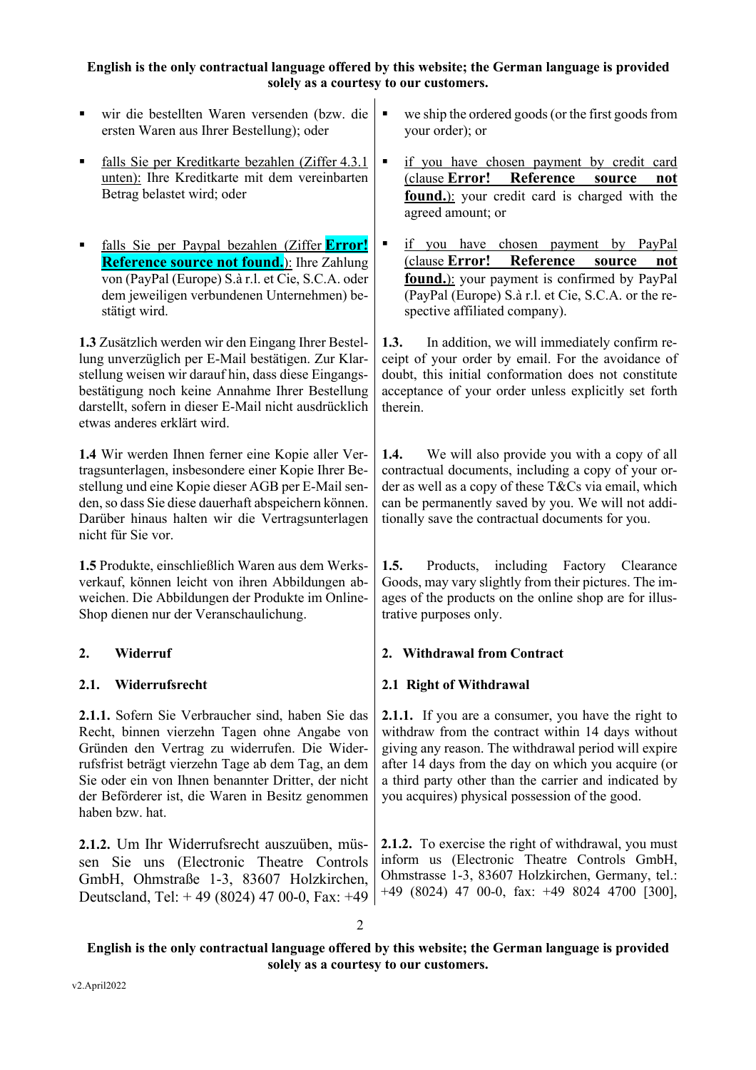- wir die bestellten Waren versenden (bzw. die ersten Waren aus Ihrer Bestellung); oder
- falls Sie per Kreditkarte bezahlen (Ziffer 4.3.1 unten): Ihre Kreditkarte mit dem vereinbarten Betrag belastet wird; oder
- falls Sie per Paypal bezahlen (Ziffer **Error! Reference source not found.**): Ihre Zahlung von (PayPal (Europe) S.à r.l. et Cie, S.C.A. oder dem jeweiligen verbundenen Unternehmen) bestätigt wird.

**1.3** Zusätzlich werden wir den Eingang Ihrer Bestellung unverzüglich per E-Mail bestätigen. Zur Klarstellung weisen wir darauf hin, dass diese Eingangsbestätigung noch keine Annahme Ihrer Bestellung darstellt, sofern in dieser E-Mail nicht ausdrücklich etwas anderes erklärt wird.

**1.4** Wir werden Ihnen ferner eine Kopie aller Vertragsunterlagen, insbesondere einer Kopie Ihrer Bestellung und eine Kopie dieser AGB per E-Mail senden, so dass Sie diese dauerhaft abspeichern können. Darüber hinaus halten wir die Vertragsunterlagen nicht für Sie vor.

**1.5** Produkte, einschließlich Waren aus dem Werksverkauf, können leicht von ihren Abbildungen abweichen. Die Abbildungen der Produkte im Online-Shop dienen nur der Veranschaulichung.

## 2. Widerruf

### 2.1. Widerrufsrecht

**2.1.1.** Sofern Sie Verbraucher sind, haben Sie das Recht, binnen vierzehn Tagen ohne Angabe von Gründen den Vertrag zu widerrufen. Die Widerrufsfrist beträgt vierzehn Tage ab dem Tag, an dem Sie oder ein von Ihnen benannter Dritter, der nicht der Beförderer ist, die Waren in Besitz genommen haben bzw. hat.

**2.1.2.** Um Ihr Widerrufsrecht auszuüben, müssen Sie uns (Electronic Theatre Controls GmbH, Ohmstraße 1-3, 83607 Holzkirchen, Deutscland, Tel: + 49 (8024) 47 00-0, Fax: +49

---

- we ship the ordered goods (or the first goods from your order); or
- if you have chosen payment by credit card (clause **Error! Reference source not found.**): your credit card is charged with the agreed amount; or
- if you have chosen payment by PayPal (clause **Error! Reference source not found.**): your payment is confirmed by PayPal (PayPal (Europe) S.à r.l. et Cie, S.C.A. or the respective affiliated company).

**1.3.** In addition, we will immediately confirm receipt of your order by email. For the avoidance of doubt, this initial conformation does not constitute acceptance of your order unless explicitly set forth therein.

**1.4.** We will also provide you with a copy of all contractual documents, including a copy of your order as well as a copy of these T&Cs via email, which can be permanently saved by you. We will not additionally save the contractual documents for you.

**1.5.** Products, including Factory Clearance Goods, may vary slightly from their pictures. The images of the products on the online shop are for illustrative purposes only.

## 2. Withdrawal from Contract

### 2.1 Right of Withdrawal

**2.1.1.** If you are a consumer, you have the right to withdraw from the contract within 14 days without giving any reason. The withdrawal period will expire after 14 days from the day on which you acquire (or a third party other than the carrier and indicated by you acquires) physical possession of the good.

**2.1.2.** To exercise the right of withdrawal, you must inform us (Electronic Theatre Controls GmbH, Ohmstrasse 1-3, 83607 Holzkirchen, Germany, tel.: +49 (8024) 47 00-0, fax: +49 8024 4700 [300],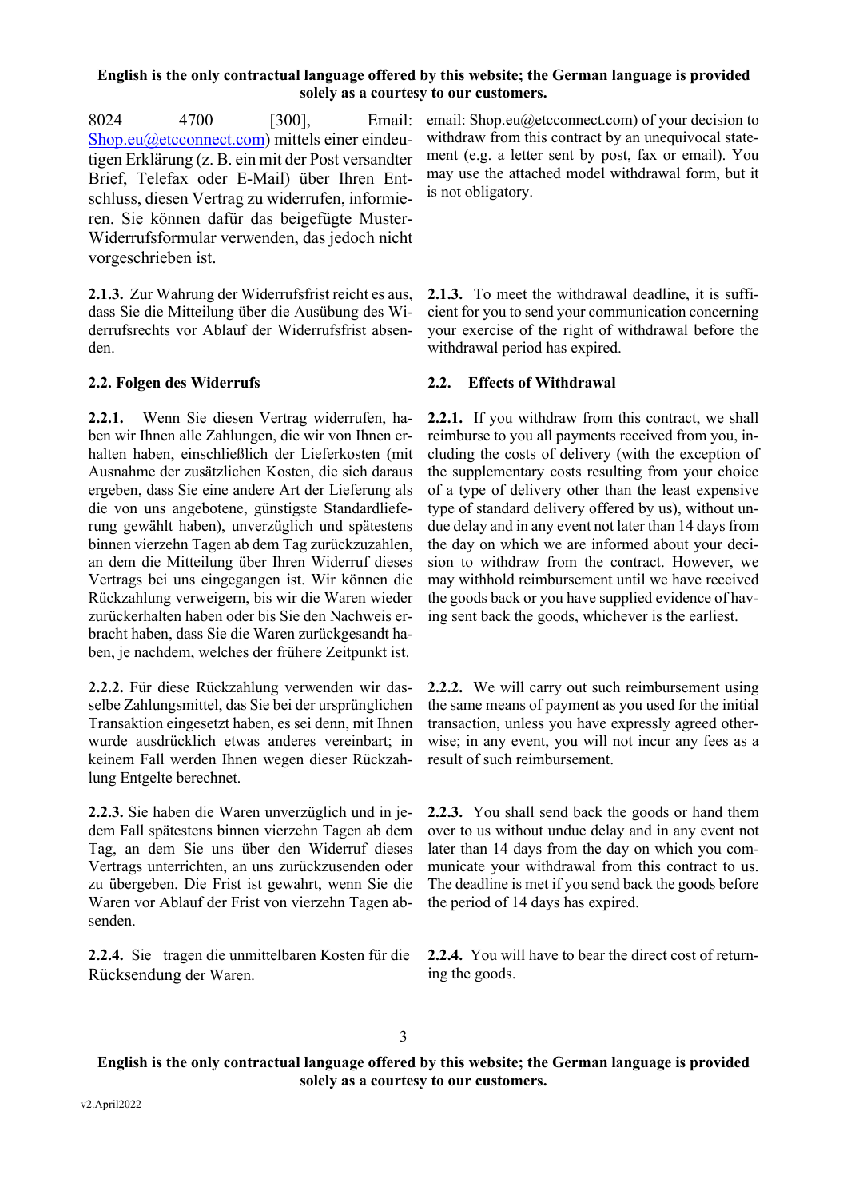8024 4700 [300], Email: Shop.eu@etcconnect.com) mittels einer eindeutigen Erklärung (z. B. ein mit der Post versandter Brief, Telefax oder E-Mail) über Ihren Entschluss, diesen Vertrag zu widerrufen, informieren. Sie können dafür das beigefügte Muster-Widerrufsformular verwenden, das jedoch nicht vorgeschrieben ist.

email: Shop.eu@etcconnect.com) of your decision to withdraw from this contract by an unequivocal statement (e.g. a letter sent by post, fax or email). You may use the attached model withdrawal form, but it is not obligatory.

**2.1.3.** Zur Wahrung der Widerrufsfrist reicht es aus, dass Sie die Mitteilung über die Ausübung des Widerrufsrechts vor Ablauf der Widerrufsfrist absenden.

**2.1.3.** To meet the withdrawal deadline, it is sufficient for you to send your communication concerning your exercise of the right of withdrawal before the withdrawal period has expired.

**2.2. Folgen des Widerrufs**

**2.2. Effects of Withdrawal**

**2.2.1.** Wenn Sie diesen Vertrag widerrufen, haben wir Ihnen alle Zahlungen, die wir von Ihnen erhalten haben, einschließlich der Lieferkosten (mit Ausnahme der zusätzlichen Kosten, die sich daraus ergeben, dass Sie eine andere Art der Lieferung als die von uns angebotene, günstigste Standardlieferung gewählt haben), unverzüglich und spätestens binnen vierzehn Tagen ab dem Tag zurückzuzahlen, an dem die Mitteilung über Ihren Widerruf dieses Vertrags bei uns eingegangen ist. Wir können die Rückzahlung verweigern, bis wir die Waren wieder zurückerhalten haben oder bis Sie den Nachweis erbracht haben, dass Sie die Waren zurückgesandt haben, je nachdem, welches der frühere Zeitpunkt ist.

**2.2.1.** If you withdraw from this contract, we shall reimburse to you all payments received from you, including the costs of delivery (with the exception of the supplementary costs resulting from your choice of a type of delivery other than the least expensive type of standard delivery offered by us), without undue delay and in any event not later than 14 days from the day on which we are informed about your decision to withdraw from the contract. However, we may withhold reimbursement until we have received the goods back or you have supplied evidence of having sent back the goods, whichever is the earliest.

**2.2.2.** Für diese Rückzahlung verwenden wir dasselbe Zahlungsmittel, das Sie bei der ursprünglichen Transaktion eingesetzt haben, es sei denn, mit Ihnen wurde ausdrücklich etwas anderes vereinbart; in keinem Fall werden Ihnen wegen dieser Rückzahlung Entgelte berechnet.

**2.2.2.** We will carry out such reimbursement using the same means of payment as you used for the initial transaction, unless you have expressly agreed otherwise; in any event, you will not incur any fees as a result of such reimbursement.

**2.2.3.** Sie haben die Waren unverzüglich und in jedem Fall spätestens binnen vierzehn Tagen ab dem Tag, an dem Sie uns über den Widerruf dieses Vertrags unterrichten, an uns zurückzusenden oder zu übergeben. Die Frist ist gewahrt, wenn Sie die Waren vor Ablauf der Frist von vierzehn Tagen absenden.

**2.2.3.** You shall send back the goods or hand them over to us without undue delay and in any event not later than 14 days from the day on which you communicate your withdrawal from this contract to us. The deadline is met if you send back the goods before the period of 14 days has expired.

**2.2.4.** Sie tragen die unmittelbaren Kosten für die Rücksendung der Waren.

**2.2.4.** You will have to bear the direct cost of returning the goods.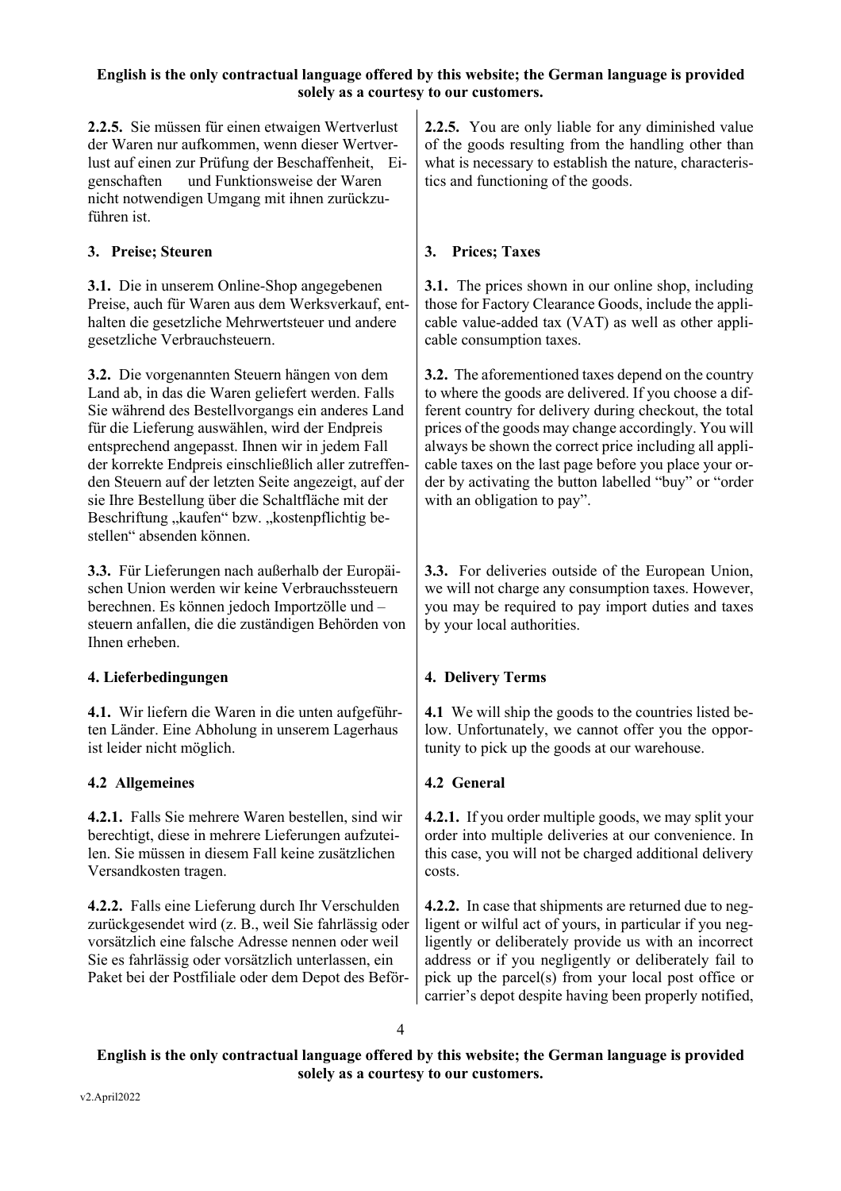**2.2.5.** Sie müssen für einen etwaigen Wertverlust der Waren nur aufkommen, wenn dieser Wertverlust auf einen zur Prüfung der Beschaffenheit, Eigenschaften und Funktionsweise der Waren nicht notwendigen Umgang mit ihnen zurückzuführen ist.

**2.2.5.** You are only liable for any diminished value of the goods resulting from the handling other than what is necessary to establish the nature, characteristics and functioning of the goods.

## 3. Preise; Steuern

## 3. Prices; Taxes

**3.1.** Die in unserem Online-Shop angegebenen Preise, auch für Waren aus dem Werksverkauf, enthalten die gesetzliche Mehrwertsteuer und andere gesetzliche Verbrauchsteuern.

**3.1.** The prices shown in our online shop, including those for Factory Clearance Goods, include the applicable value-added tax (VAT) as well as other applicable consumption taxes.

**3.2.** Die vorgenannten Steuern hängen von dem Land ab, in das die Waren geliefert werden. Falls Sie während des Bestellvorgangs ein anderes Land für die Lieferung auswählen, wird der Endpreis entsprechend angepasst. Ihnen wir in jedem Fall der korrekte Endpreis einschließlich aller zutreffenden Steuern auf der letzten Seite angezeigt, auf der sie Ihre Bestellung über die Schaltfläche mit der Beschriftung „kaufen" bzw. „kostenpflichtig bestellen" absenden können.

**3.2.** The aforementioned taxes depend on the country to where the goods are delivered. If you choose a different country for delivery during checkout, the total prices of the goods may change accordingly. You will always be shown the correct price including all applicable taxes on the last page before you place your order by activating the button labelled "buy" or "order with an obligation to pay".

**3.3.** Für Lieferungen nach außerhalb der Europäischen Union werden wir keine Verbrauchssteuern berechnen. Es können jedoch Importzölle und –steuern anfallen, die die zuständigen Behörden von Ihnen erheben.

**3.3.** For deliveries outside of the European Union, we will not charge any consumption taxes. However, you may be required to pay import duties and taxes by your local authorities.

## 4. Lieferbedingungen

## 4. Delivery Terms

**4.1.** Wir liefern die Waren in die unten aufgeführten Länder. Eine Abholung in unserem Lagerhaus ist leider nicht möglich.

**4.1** We will ship the goods to the countries listed below. Unfortunately, we cannot offer you the opportunity to pick up the goods at our warehouse.

### 4.2 Allgemeines

### 4.2 General

**4.2.1.** Falls Sie mehrere Waren bestellen, sind wir berechtigt, diese in mehrere Lieferungen aufzuteilen. Sie müssen in diesem Fall keine zusätzlichen Versandkosten tragen.

**4.2.1.** If you order multiple goods, we may split your order into multiple deliveries at our convenience. In this case, you will not be charged additional delivery costs.

**4.2.2.** Falls eine Lieferung durch Ihr Verschulden zurückgesendet wird (z. B., weil Sie fahrlässig oder vorsätzlich eine falsche Adresse nennen oder weil Sie es fahrlässig oder vorsätzlich unterlassen, ein Paket bei der Postfiliale oder dem Depot des Beför-

**4.2.2.** In case that shipments are returned due to negligent or wilful act of yours, in particular if you negligently or deliberately provide us with an incorrect address or if you negligently or deliberately fail to pick up the parcel(s) from your local post office or carrier's depot despite having been properly notified,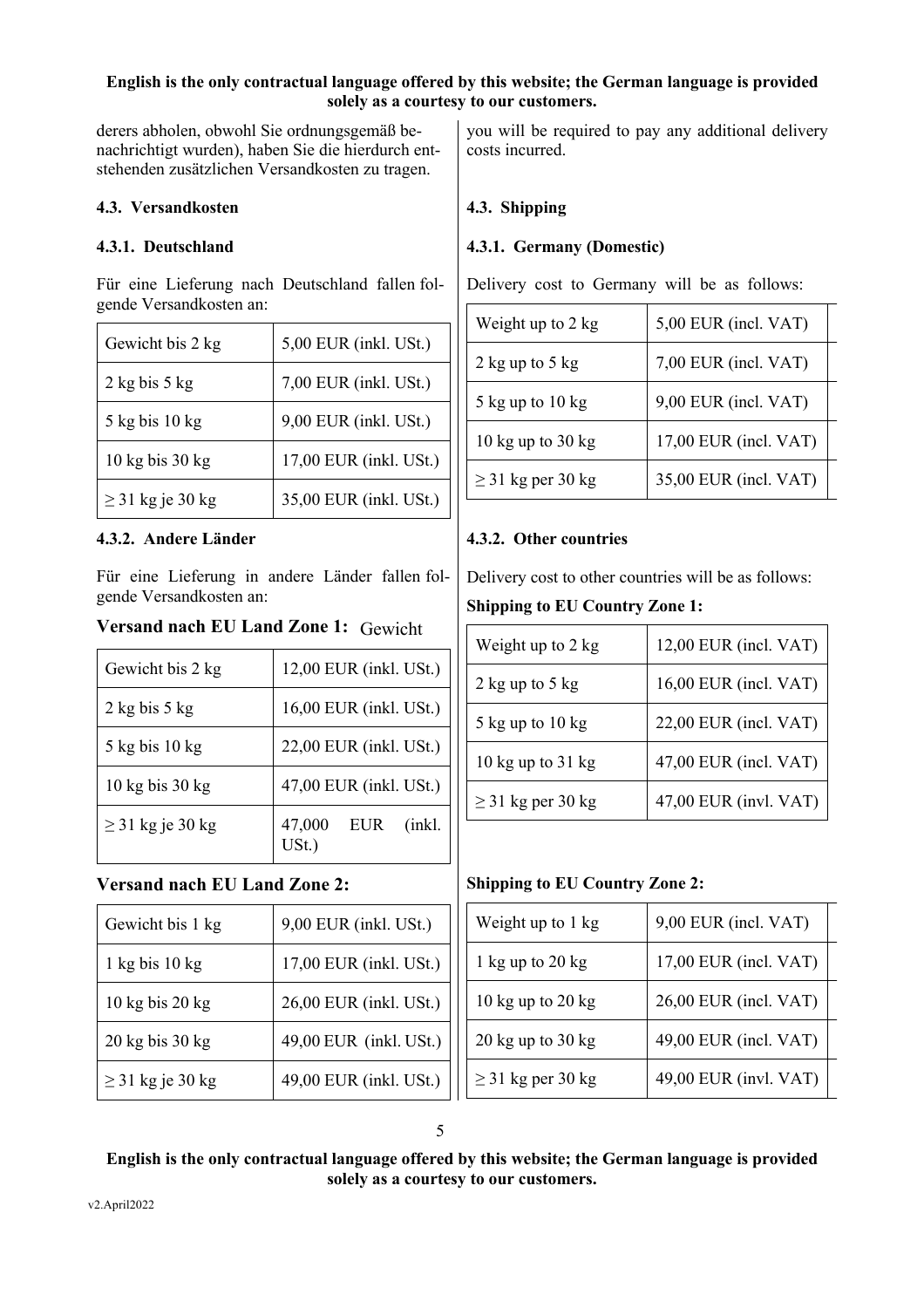derers abholen, obwohl Sie ordnungsgemäß benachrichtigt wurden), haben Sie die hierdurch entstehenden zusätzlichen Versandkosten zu tragen.

### 4.3. Versandkosten

#### 4.3.1. Deutschland

Für eine Lieferung nach Deutschland fallen folgende Versandkosten an:

| Gewicht bis 2 kg | 5,00 EUR (inkl. USt.) |
|---|---|
| 2 kg bis 5 kg | 7,00 EUR (inkl. USt.) |
| 5 kg bis 10 kg | 9,00 EUR (inkl. USt.) |
| 10 kg bis 30 kg | 17,00 EUR (inkl. USt.) |
| ≥ 31 kg je 30 kg | 35,00 EUR (inkl. USt.) |

#### 4.3.2. Andere Länder

Für eine Lieferung in andere Länder fallen folgende Versandkosten an:

**Versand nach EU Land Zone 1:** Gewicht

| Gewicht bis 2 kg | 12,00 EUR (inkl. USt.) |
|---|---|
| 2 kg bis 5 kg | 16,00 EUR (inkl. USt.) |
| 5 kg bis 10 kg | 22,00 EUR (inkl. USt.) |
| 10 kg bis 30 kg | 47,00 EUR (inkl. USt.) |
| ≥ 31 kg je 30 kg | 47,000 EUR (inkl. USt.) |

**Versand nach EU Land Zone 2:**

| Gewicht bis 1 kg | 9,00 EUR (inkl. USt.) |
|---|---|
| 1 kg bis 10 kg | 17,00 EUR (inkl. USt.) |
| 10 kg bis 20 kg | 26,00 EUR (inkl. USt.) |
| 20 kg bis 30 kg | 49,00 EUR (inkl. USt.) |
| ≥ 31 kg je 30 kg | 49,00 EUR (inkl. USt.) |

you will be required to pay any additional delivery costs incurred.

### 4.3. Shipping

#### 4.3.1. Germany (Domestic)

Delivery cost to Germany will be as follows:

| Weight up to 2 kg | 5,00 EUR (incl. VAT) |
|---|---|
| 2 kg up to 5 kg | 7,00 EUR (incl. VAT) |
| 5 kg up to 10 kg | 9,00 EUR (incl. VAT) |
| 10 kg up to 30 kg | 17,00 EUR (incl. VAT) |
| ≥ 31 kg per 30 kg | 35,00 EUR (incl. VAT) |

#### 4.3.2. Other countries

Delivery cost to other countries will be as follows:

**Shipping to EU Country Zone 1:**

| Weight up to 2 kg | 12,00 EUR (incl. VAT) |
|---|---|
| 2 kg up to 5 kg | 16,00 EUR (incl. VAT) |
| 5 kg up to 10 kg | 22,00 EUR (incl. VAT) |
| 10 kg up to 31 kg | 47,00 EUR (incl. VAT) |
| ≥ 31 kg per 30 kg | 47,00 EUR (invl. VAT) |

**Shipping to EU Country Zone 2:**

| Weight up to 1 kg | 9,00 EUR (incl. VAT) |
|---|---|
| 1 kg up to 20 kg | 17,00 EUR (incl. VAT) |
| 10 kg up to 20 kg | 26,00 EUR (incl. VAT) |
| 20 kg up to 30 kg | 49,00 EUR (incl. VAT) |
| ≥ 31 kg per 30 kg | 49,00 EUR (invl. VAT) |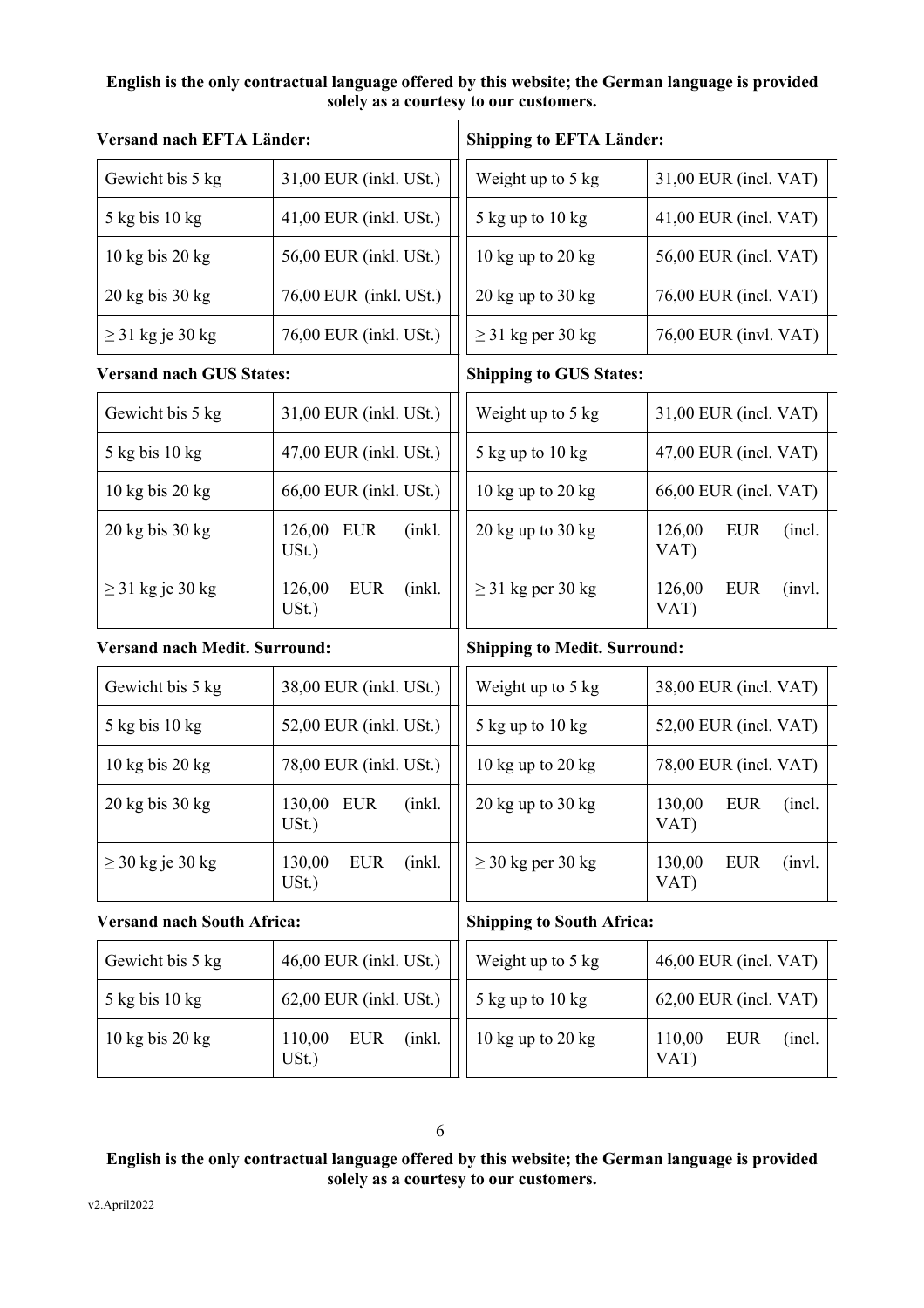**English is the only contractual language offered by this website; the German language is provided solely as a courtesy to our customers.**

**Versand nach EFTA Länder:**

| Gewicht bis 5 kg | 31,00 EUR (inkl. USt.) |
|---|---|
| 5 kg bis 10 kg | 41,00 EUR (inkl. USt.) |
| 10 kg bis 20 kg | 56,00 EUR (inkl. USt.) |
| 20 kg bis 30 kg | 76,00 EUR (inkl. USt.) |
| ≥ 31 kg je 30 kg | 76,00 EUR (inkl. USt.) |

**Shipping to EFTA Länder:**

| Weight up to 5 kg | 31,00 EUR (incl. VAT) |
|---|---|
| 5 kg up to 10 kg | 41,00 EUR (incl. VAT) |
| 10 kg up to 20 kg | 56,00 EUR (incl. VAT) |
| 20 kg up to 30 kg | 76,00 EUR (incl. VAT) |
| ≥ 31 kg per 30 kg | 76,00 EUR (invl. VAT) |

**Versand nach GUS States:**

| Gewicht bis 5 kg | 31,00 EUR (inkl. USt.) |
|---|---|
| 5 kg bis 10 kg | 47,00 EUR (inkl. USt.) |
| 10 kg bis 20 kg | 66,00 EUR (inkl. USt.) |
| 20 kg bis 30 kg | 126,00 EUR (inkl. USt.) |
| ≥ 31 kg je 30 kg | 126,00 EUR (inkl. USt.) |

**Shipping to GUS States:**

| Weight up to 5 kg | 31,00 EUR (incl. VAT) |
|---|---|
| 5 kg up to 10 kg | 47,00 EUR (incl. VAT) |
| 10 kg up to 20 kg | 66,00 EUR (incl. VAT) |
| 20 kg up to 30 kg | 126,00 EUR (incl. VAT) |
| ≥ 31 kg per 30 kg | 126,00 EUR (invl. VAT) |

**Versand nach Medit. Surround:**

| Gewicht bis 5 kg | 38,00 EUR (inkl. USt.) |
|---|---|
| 5 kg bis 10 kg | 52,00 EUR (inkl. USt.) |
| 10 kg bis 20 kg | 78,00 EUR (inkl. USt.) |
| 20 kg bis 30 kg | 130,00 EUR (inkl. USt.) |
| ≥ 30 kg je 30 kg | 130,00 EUR (inkl. USt.) |

**Shipping to Medit. Surround:**

| Weight up to 5 kg | 38,00 EUR (incl. VAT) |
|---|---|
| 5 kg up to 10 kg | 52,00 EUR (incl. VAT) |
| 10 kg up to 20 kg | 78,00 EUR (incl. VAT) |
| 20 kg up to 30 kg | 130,00 EUR (incl. VAT) |
| ≥ 30 kg per 30 kg | 130,00 EUR (invl. VAT) |

**Versand nach South Africa:**

| Gewicht bis 5 kg | 46,00 EUR (inkl. USt.) |
|---|---|
| 5 kg bis 10 kg | 62,00 EUR (inkl. USt.) |
| 10 kg bis 20 kg | 110,00 EUR (inkl. USt.) |

**Shipping to South Africa:**

| Weight up to 5 kg | 46,00 EUR (incl. VAT) |
|---|---|
| 5 kg up to 10 kg | 62,00 EUR (incl. VAT) |
| 10 kg up to 20 kg | 110,00 EUR (incl. VAT) |

**English is the only contractual language offered by this website; the German language is provided solely as a courtesy to our customers.**

v2.April2022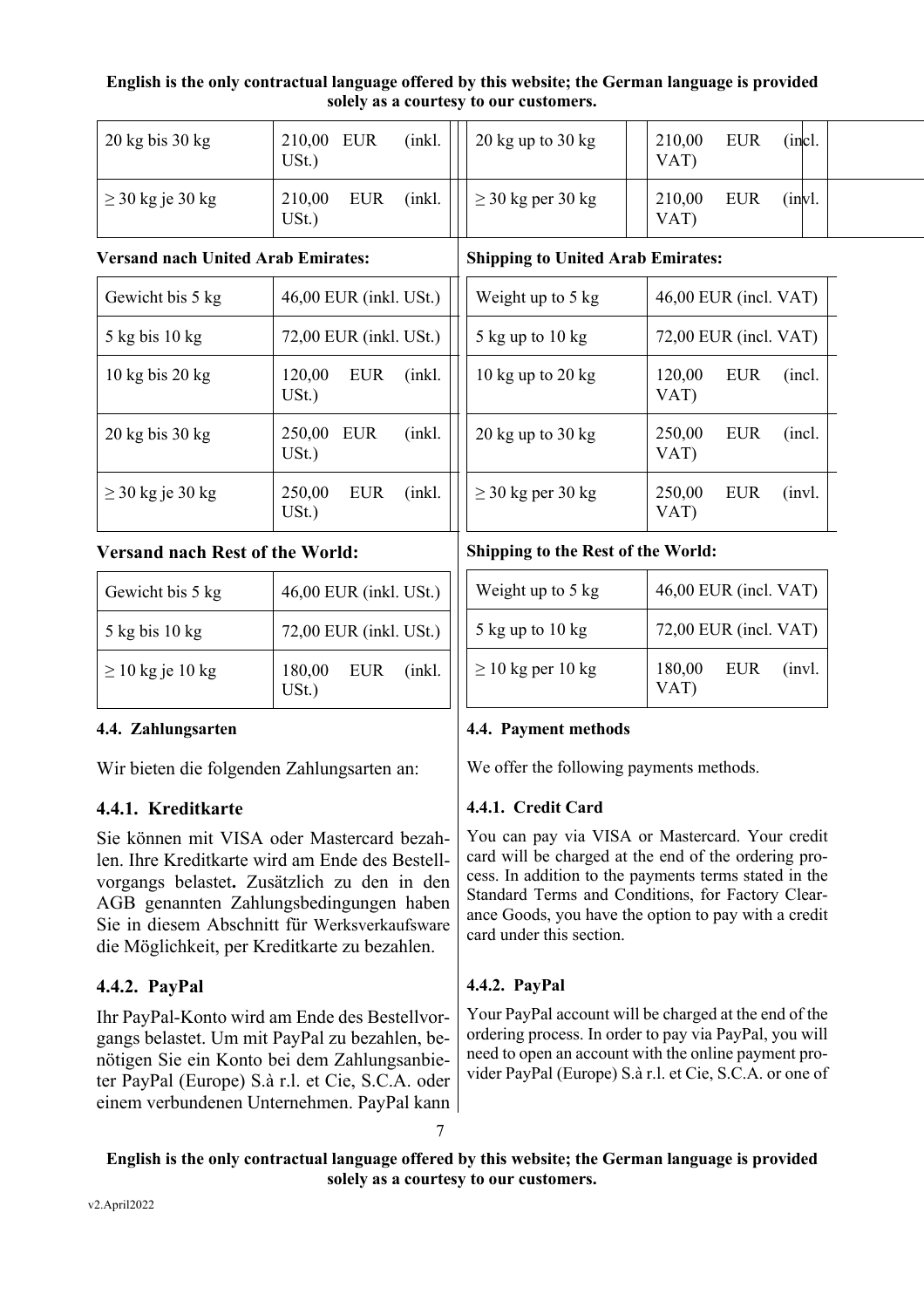| 20 kg bis 30 kg | 210,00 EUR (inkl. USt.) |
|---|---|
| ≥ 30 kg je 30 kg | 210,00 EUR (inkl. USt.) |

| 20 kg up to 30 kg | 210,00 EUR (incl. VAT) |
|---|---|
| ≥ 30 kg per 30 kg | 210,00 EUR (invl. VAT) |

**Versand nach United Arab Emirates:**

| Gewicht bis 5 kg | 46,00 EUR (inkl. USt.) |
|---|---|
| 5 kg bis 10 kg | 72,00 EUR (inkl. USt.) |
| 10 kg bis 20 kg | 120,00 EUR (inkl. USt.) |
| 20 kg bis 30 kg | 250,00 EUR (inkl. USt.) |
| ≥ 30 kg je 30 kg | 250,00 EUR (inkl. USt.) |

**Shipping to United Arab Emirates:**

| Weight up to 5 kg | 46,00 EUR (incl. VAT) |
|---|---|
| 5 kg up to 10 kg | 72,00 EUR (incl. VAT) |
| 10 kg up to 20 kg | 120,00 EUR (incl. VAT) |
| 20 kg up to 30 kg | 250,00 EUR (incl. VAT) |
| ≥ 30 kg per 30 kg | 250,00 EUR (invl. VAT) |

**Versand nach Rest of the World:**

| Gewicht bis 5 kg | 46,00 EUR (inkl. USt.) |
|---|---|
| 5 kg bis 10 kg | 72,00 EUR (inkl. USt.) |
| ≥ 10 kg je 10 kg | 180,00 EUR (inkl. USt.) |

**Shipping to the Rest of the World:**

| Weight up to 5 kg | 46,00 EUR (incl. VAT) |
|---|---|
| 5 kg up to 10 kg | 72,00 EUR (incl. VAT) |
| ≥ 10 kg per 10 kg | 180,00 EUR (invl. VAT) |

#### 4.4. Zahlungsarten

Wir bieten die folgenden Zahlungsarten an:

##### 4.4.1. Kreditkarte

Sie können mit VISA oder Mastercard bezahlen. Ihre Kreditkarte wird am Ende des Bestellvorgangs belastet**.** Zusätzlich zu den in den AGB genannten Zahlungsbedingungen haben Sie in diesem Abschnitt für Werksverkaufsware die Möglichkeit, per Kreditkarte zu bezahlen.

##### 4.4.2. PayPal

Ihr PayPal-Konto wird am Ende des Bestellvorgangs belastet. Um mit PayPal zu bezahlen, benötigen Sie ein Konto bei dem Zahlungsanbieter PayPal (Europe) S.à r.l. et Cie, S.C.A. oder einem verbundenen Unternehmen. PayPal kann

#### 4.4. Payment methods

We offer the following payments methods.

##### 4.4.1. Credit Card

You can pay via VISA or Mastercard. Your credit card will be charged at the end of the ordering process. In addition to the payments terms stated in the Standard Terms and Conditions, for Factory Clearance Goods, you have the option to pay with a credit card under this section.

##### 4.4.2. PayPal

Your PayPal account will be charged at the end of the ordering process. In order to pay via PayPal, you will need to open an account with the online payment provider PayPal (Europe) S.à r.l. et Cie, S.C.A. or one of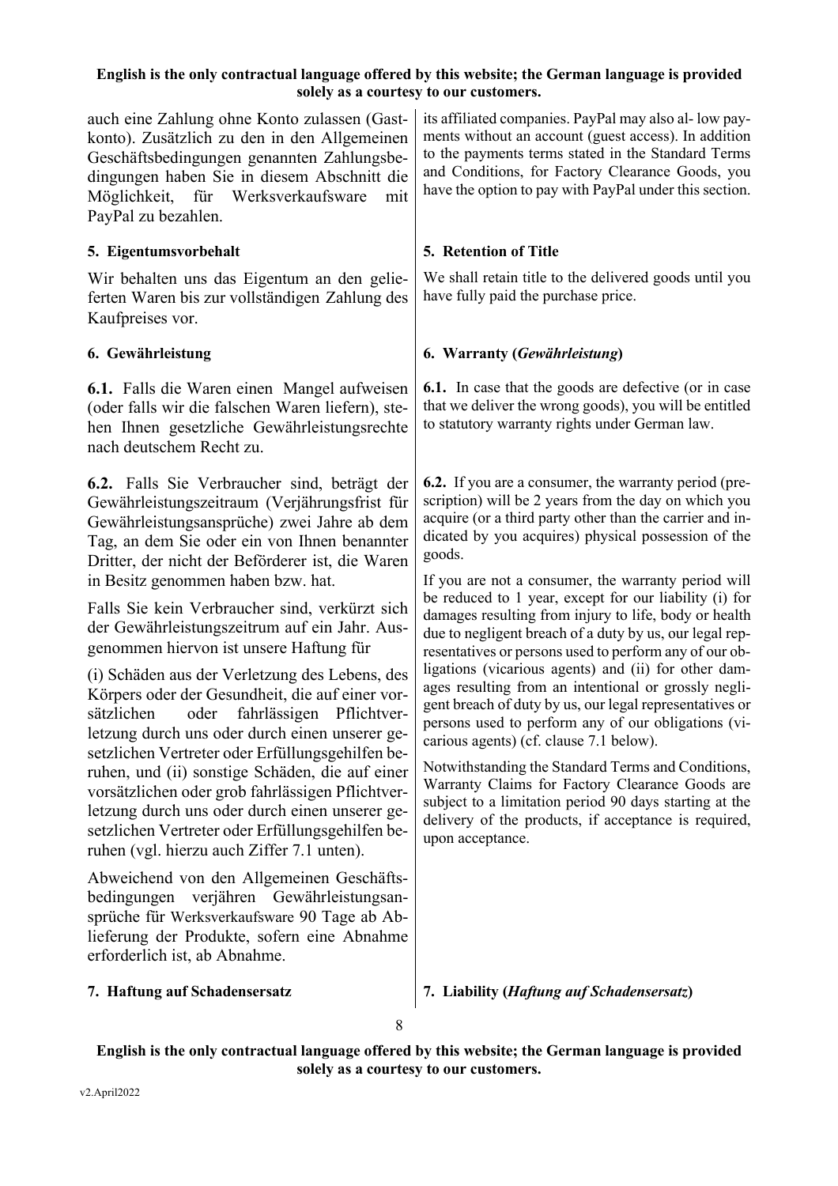auch eine Zahlung ohne Konto zulassen (Gastkonto). Zusätzlich zu den in den Allgemeinen Geschäftsbedingungen genannten Zahlungsbedingungen haben Sie in diesem Abschnitt die Möglichkeit, für Werksverkaufsware mit PayPal zu bezahlen.

its affiliated companies. PayPal may also al- low payments without an account (guest access). In addition to the payments terms stated in the Standard Terms and Conditions, for Factory Clearance Goods, you have the option to pay with PayPal under this section.

**5. Eigentumsvorbehalt**

Wir behalten uns das Eigentum an den gelieferten Waren bis zur vollständigen Zahlung des Kaufpreises vor.

**5. Retention of Title**

We shall retain title to the delivered goods until you have fully paid the purchase price.

**6. Gewährleistung**

**6.1.** Falls die Waren einen Mangel aufweisen (oder falls wir die falschen Waren liefern), stehen Ihnen gesetzliche Gewährleistungsrechte nach deutschem Recht zu.

**6.2.** Falls Sie Verbraucher sind, beträgt der Gewährleistungszeitraum (Verjährungsfrist für Gewährleistungsansprüche) zwei Jahre ab dem Tag, an dem Sie oder ein von Ihnen benannter Dritter, der nicht der Beförderer ist, die Waren in Besitz genommen haben bzw. hat.

Falls Sie kein Verbraucher sind, verkürzt sich der Gewährleistungszeitrum auf ein Jahr. Ausgenommen hiervon ist unsere Haftung für

(i) Schäden aus der Verletzung des Lebens, des Körpers oder der Gesundheit, die auf einer vorsätzlichen oder fahrlässigen Pflichtverletzung durch uns oder durch einen unserer gesetzlichen Vertreter oder Erfüllungsgehilfen beruhen, und (ii) sonstige Schäden, die auf einer vorsätzlichen oder grob fahrlässigen Pflichtverletzung durch uns oder durch einen unserer gesetzlichen Vertreter oder Erfüllungsgehilfen beruhen (vgl. hierzu auch Ziffer 7.1 unten).

Abweichend von den Allgemeinen Geschäftsbedingungen verjähren Gewährleistungsansprüche für Werksverkaufsware 90 Tage ab Ablieferung der Produkte, sofern eine Abnahme erforderlich ist, ab Abnahme.

**6. Warranty (*Gewährleistung*)**

**6.1.** In case that the goods are defective (or in case that we deliver the wrong goods), you will be entitled to statutory warranty rights under German law.

**6.2.** If you are a consumer, the warranty period (prescription) will be 2 years from the day on which you acquire (or a third party other than the carrier and indicated by you acquires) physical possession of the goods.

If you are not a consumer, the warranty period will be reduced to 1 year, except for our liability (i) for damages resulting from injury to life, body or health due to negligent breach of a duty by us, our legal representatives or persons used to perform any of our obligations (vicarious agents) and (ii) for other damages resulting from an intentional or grossly negligent breach of duty by us, our legal representatives or persons used to perform any of our obligations (vicarious agents) (cf. clause 7.1 below).

Notwithstanding the Standard Terms and Conditions, Warranty Claims for Factory Clearance Goods are subject to a limitation period 90 days starting at the delivery of the products, if acceptance is required, upon acceptance.

**7. Haftung auf Schadensersatz**

**7. Liability (*Haftung auf Schadensersatz*)**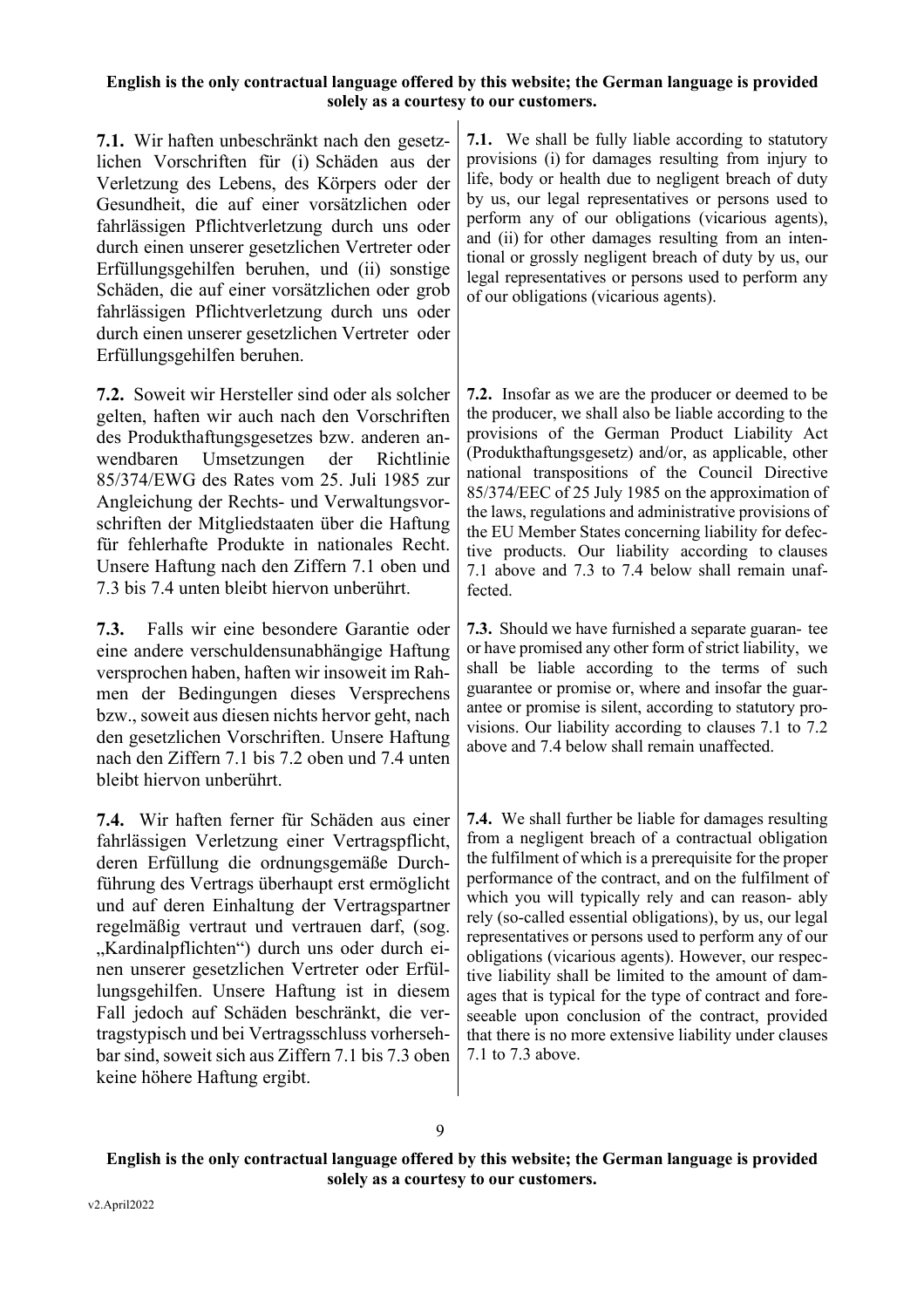**7.1.** Wir haften unbeschränkt nach den gesetzlichen Vorschriften für (i) Schäden aus der Verletzung des Lebens, des Körpers oder der Gesundheit, die auf einer vorsätzlichen oder fahrlässigen Pflichtverletzung durch uns oder durch einen unserer gesetzlichen Vertreter oder Erfüllungsgehilfen beruhen, und (ii) sonstige Schäden, die auf einer vorsätzlichen oder grob fahrlässigen Pflichtverletzung durch uns oder durch einen unserer gesetzlichen Vertreter oder Erfüllungsgehilfen beruhen.

**7.1.** We shall be fully liable according to statutory provisions (i) for damages resulting from injury to life, body or health due to negligent breach of duty by us, our legal representatives or persons used to perform any of our obligations (vicarious agents), and (ii) for other damages resulting from an intentional or grossly negligent breach of duty by us, our legal representatives or persons used to perform any of our obligations (vicarious agents).

**7.2.** Soweit wir Hersteller sind oder als solcher gelten, haften wir auch nach den Vorschriften des Produkthaftungsgesetzes bzw. anderen anwendbaren Umsetzungen der Richtlinie 85/374/EWG des Rates vom 25. Juli 1985 zur Angleichung der Rechts- und Verwaltungsvorschriften der Mitgliedstaaten über die Haftung für fehlerhafte Produkte in nationales Recht. Unsere Haftung nach den Ziffern 7.1 oben und 7.3 bis 7.4 unten bleibt hiervon unberührt.

**7.2.** Insofar as we are the producer or deemed to be the producer, we shall also be liable according to the provisions of the German Product Liability Act (Produkthaftungsgesetz) and/or, as applicable, other national transpositions of the Council Directive 85/374/EEC of 25 July 1985 on the approximation of the laws, regulations and administrative provisions of the EU Member States concerning liability for defective products. Our liability according to clauses 7.1 above and 7.3 to 7.4 below shall remain unaffected.

**7.3.** Falls wir eine besondere Garantie oder eine andere verschuldensunabhängige Haftung versprochen haben, haften wir insoweit im Rahmen der Bedingungen dieses Versprechens bzw., soweit aus diesen nichts hervor geht, nach den gesetzlichen Vorschriften. Unsere Haftung nach den Ziffern 7.1 bis 7.2 oben und 7.4 unten bleibt hiervon unberührt.

**7.3.** Should we have furnished a separate guarantee or have promised any other form of strict liability, we shall be liable according to the terms of such guarantee or promise or, where and insofar the guarantee or promise is silent, according to statutory provisions. Our liability according to clauses 7.1 to 7.2 above and 7.4 below shall remain unaffected.

**7.4.** Wir haften ferner für Schäden aus einer fahrlässigen Verletzung einer Vertragspflicht, deren Erfüllung die ordnungsgemäße Durchführung des Vertrags überhaupt erst ermöglicht und auf deren Einhaltung der Vertragspartner regelmäßig vertraut und vertrauen darf, (sog. „Kardinalpflichten") durch uns oder durch einen unserer gesetzlichen Vertreter oder Erfüllungsgehilfen. Unsere Haftung ist in diesem Fall jedoch auf Schäden beschränkt, die vertragstypisch und bei Vertragsschluss vorhersehbar sind, soweit sich aus Ziffern 7.1 bis 7.3 oben keine höhere Haftung ergibt.

**7.4.** We shall further be liable for damages resulting from a negligent breach of a contractual obligation the fulfilment of which is a prerequisite for the proper performance of the contract, and on the fulfilment of which you will typically rely and can reasonably rely (so-called essential obligations), by us, our legal representatives or persons used to perform any of our obligations (vicarious agents). However, our respective liability shall be limited to the amount of damages that is typical for the type of contract and foreseeable upon conclusion of the contract, provided that there is no more extensive liability under clauses 7.1 to 7.3 above.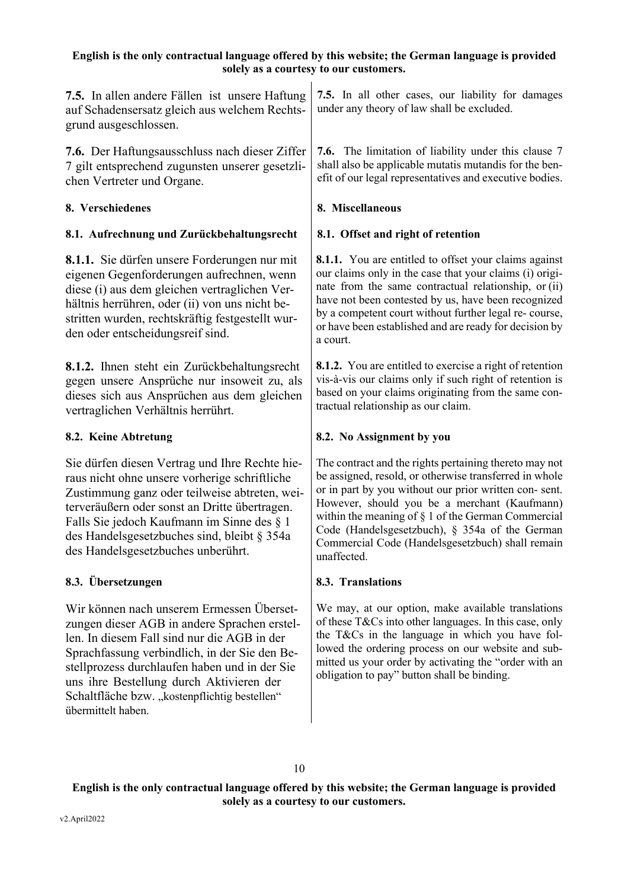**7.5.** In allen andere Fällen ist unsere Haftung auf Schadensersatz gleich aus welchem Rechtsgrund ausgeschlossen.

**7.5.** In all other cases, our liability for damages under any theory of law shall be excluded.

**7.6.** Der Haftungsausschluss nach dieser Ziffer 7 gilt entsprechend zugunsten unserer gesetzlichen Vertreter und Organe.

**7.6.** The limitation of liability under this clause 7 shall also be applicable mutatis mutandis for the benefit of our legal representatives and executive bodies.

## 8. Verschiedenes

## 8. Miscellaneous

### 8.1. Aufrechnung und Zurückbehaltungsrecht

### 8.1. Offset and right of retention

**8.1.1.** Sie dürfen unsere Forderungen nur mit eigenen Gegenforderungen aufrechnen, wenn diese (i) aus dem gleichen vertraglichen Verhältnis herrühren, oder (ii) von uns nicht bestritten wurden, rechtskräftig festgestellt wurden oder entscheidungsreif sind.

**8.1.1.** You are entitled to offset your claims against our claims only in the case that your claims (i) originate from the same contractual relationship, or (ii) have not been contested by us, have been recognized by a competent court without further legal re- course, or have been established and are ready for decision by a court.

**8.1.2.** Ihnen steht ein Zurückbehaltungsrecht gegen unsere Ansprüche nur insoweit zu, als dieses sich aus Ansprüchen aus dem gleichen vertraglichen Verhältnis herrührt.

**8.1.2.** You are entitled to exercise a right of retention vis-à-vis our claims only if such right of retention is based on your claims originating from the same contractual relationship as our claim.

### 8.2. Keine Abtretung

### 8.2. No Assignment by you

Sie dürfen diesen Vertrag und Ihre Rechte hieraus nicht ohne unsere vorherige schriftliche Zustimmung ganz oder teilweise abtreten, weiterveräußern oder sonst an Dritte übertragen. Falls Sie jedoch Kaufmann im Sinne des § 1 des Handelsgesetzbuches sind, bleibt § 354a des Handelsgesetzbuches unberührt.

The contract and the rights pertaining thereto may not be assigned, resold, or otherwise transferred in whole or in part by you without our prior written con- sent. However, should you be a merchant (Kaufmann) within the meaning of § 1 of the German Commercial Code (Handelsgesetzbuch), § 354a of the German Commercial Code (Handelsgesetzbuch) shall remain unaffected.

### 8.3. Übersetzungen

### 8.3. Translations

Wir können nach unserem Ermessen Übersetzungen dieser AGB in andere Sprachen erstellen. In diesem Fall sind nur die AGB in der Sprachfassung verbindlich, in der Sie den Bestellprozess durchlaufen haben und in der Sie uns ihre Bestellung durch Aktivieren der Schaltfläche bzw. „kostenpflichtig bestellen“ übermittelt haben.

We may, at our option, make available translations of these T&Cs into other languages. In this case, only the T&Cs in the language in which you have followed the ordering process on our website and submitted us your order by activating the “order with an obligation to pay” button shall be binding.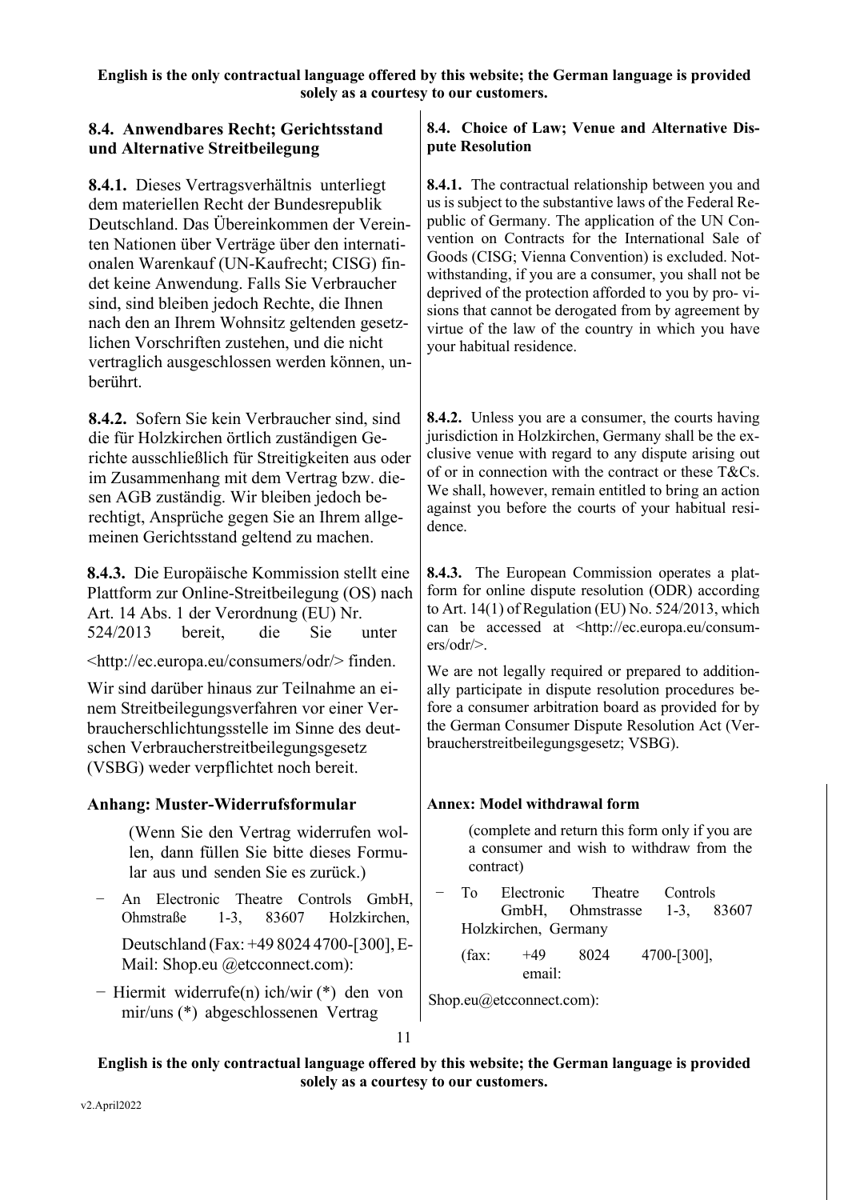## 8.4. Anwendbares Recht; Gerichtsstand und Alternative Streitbeilegung

**8.4.1.** Dieses Vertragsverhältnis unterliegt dem materiellen Recht der Bundesrepublik Deutschland. Das Übereinkommen der Vereinten Nationen über Verträge über den internationalen Warenkauf (UN-Kaufrecht; CISG) findet keine Anwendung. Falls Sie Verbraucher sind, sind bleiben jedoch Rechte, die Ihnen nach den an Ihrem Wohnsitz geltenden gesetzlichen Vorschriften zustehen, und die nicht vertraglich ausgeschlossen werden können, unberührt.

**8.4.2.** Sofern Sie kein Verbraucher sind, sind die für Holzkirchen örtlich zuständigen Gerichte ausschließlich für Streitigkeiten aus oder im Zusammenhang mit dem Vertrag bzw. diesen AGB zuständig. Wir bleiben jedoch berechtigt, Ansprüche gegen Sie an Ihrem allgemeinen Gerichtsstand geltend zu machen.

**8.4.3.** Die Europäische Kommission stellt eine Plattform zur Online-Streitbeilegung (OS) nach Art. 14 Abs. 1 der Verordnung (EU) Nr. 524/2013 bereit, die Sie unter <http://ec.europa.eu/consumers/odr/> finden.

Wir sind darüber hinaus zur Teilnahme an einem Streitbeilegungsverfahren vor einer Verbraucherschlichtungsstelle im Sinne des deutschen Verbraucherstreitbeilegungsgesetz (VSBG) weder verpflichtet noch bereit.

## 8.4. Choice of Law; Venue and Alternative Dispute Resolution

**8.4.1.** The contractual relationship between you and us is subject to the substantive laws of the Federal Republic of Germany. The application of the UN Convention on Contracts for the International Sale of Goods (CISG; Vienna Convention) is excluded. Notwithstanding, if you are a consumer, you shall not be deprived of the protection afforded to you by provisions that cannot be derogated from by agreement by virtue of the law of the country in which you have your habitual residence.

**8.4.2.** Unless you are a consumer, the courts having jurisdiction in Holzkirchen, Germany shall be the exclusive venue with regard to any dispute arising out of or in connection with the contract or these T&Cs. We shall, however, remain entitled to bring an action against you before the courts of your habitual residence.

**8.4.3.** The European Commission operates a platform for online dispute resolution (ODR) according to Art. 14(1) of Regulation (EU) No. 524/2013, which can be accessed at <http://ec.europa.eu/consumers/odr/>.

We are not legally required or prepared to additionally participate in dispute resolution procedures before a consumer arbitration board as provided for by the German Consumer Dispute Resolution Act (Verbraucherstreitbeilegungsgesetz; VSBG).

## Anhang: Muster-Widerrufsformular

(Wenn Sie den Vertrag widerrufen wollen, dann füllen Sie bitte dieses Formular aus und senden Sie es zurück.)

- An Electronic Theatre Controls GmbH, Ohmstraße 1-3, 83607 Holzkirchen, Deutschland (Fax: +49 8024 4700-[300], E-Mail: Shop.eu @etcconnect.com):
- Hiermit widerrufe(n) ich/wir (*) den von mir/uns (*) abgeschlossenen Vertrag

## Annex: Model withdrawal form

(complete and return this form only if you are a consumer and wish to withdraw from the contract)

- To Electronic Theatre Controls GmbH, Ohmstrasse 1-3, 83607 Holzkirchen, Germany (fax: +49 8024 4700-[300], email: Shop.eu@etcconnect.com):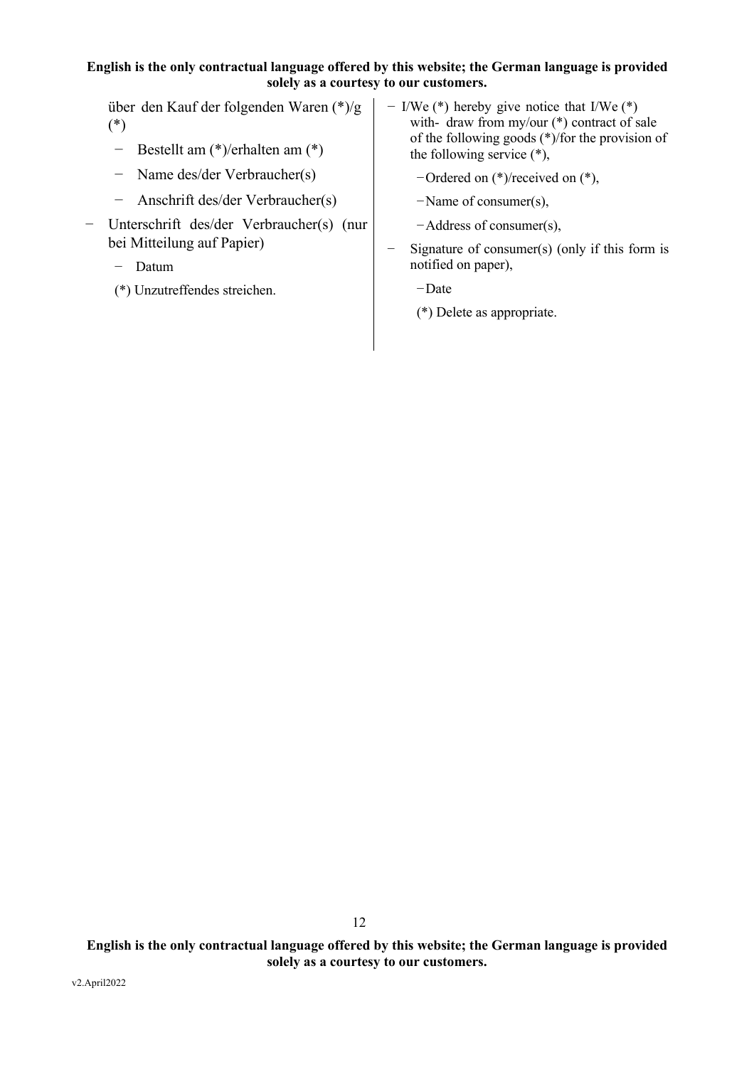über den Kauf der folgenden Waren (*)/g (*)

- Bestellt am (*)/erhalten am (*)
- Name des/der Verbraucher(s)
- Anschrift des/der Verbraucher(s)

- Unterschrift des/der Verbraucher(s) (nur bei Mitteilung auf Papier)

  - Datum

  (*) Unzutreffendes streichen.

- I/We (*) hereby give notice that I/We (*) with- draw from my/our (*) contract of sale of the following goods (*)/for the provision of the following service (*),

  - Ordered on (*)/received on (*),
  - Name of consumer(s),
  - Address of consumer(s),

- Signature of consumer(s) (only if this form is notified on paper),

  - Date

  (*) Delete as appropriate.